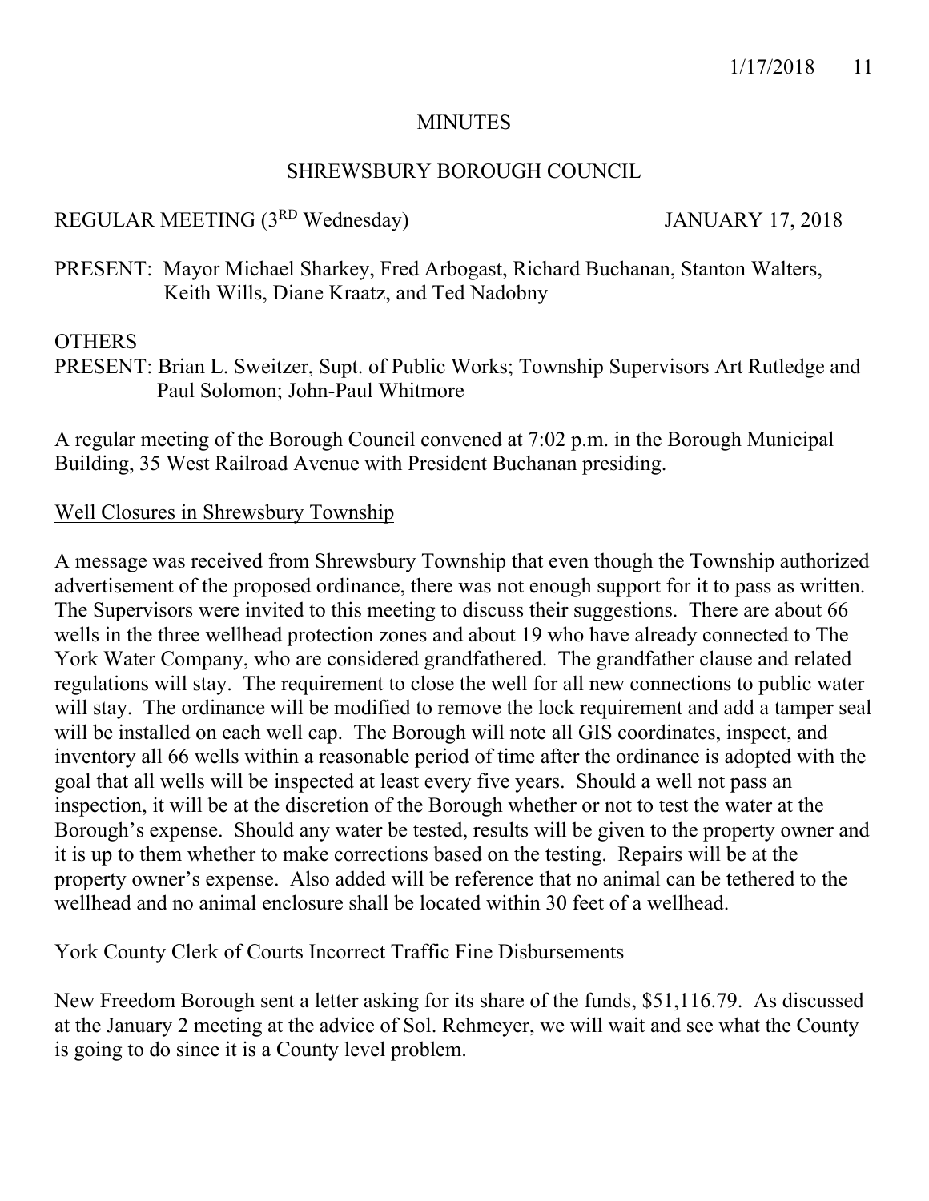# MINUTES

## SHREWSBURY BOROUGH COUNCIL

REGULAR MEETING (3RD Wednesday) JANUARY 17, 2018

PRESENT: Mayor Michael Sharkey, Fred Arbogast, Richard Buchanan, Stanton Walters, Keith Wills, Diane Kraatz, and Ted Nadobny

OTHERS
PRESENT: Brian L. Sweitzer, Supt. of Public Works; Township Supervisors Art Rutledge and Paul Solomon; John-Paul Whitmore

A regular meeting of the Borough Council convened at 7:02 p.m. in the Borough Municipal Building, 35 West Railroad Avenue with President Buchanan presiding.

### Well Closures in Shrewsbury Township

A message was received from Shrewsbury Township that even though the Township authorized advertisement of the proposed ordinance, there was not enough support for it to pass as written. The Supervisors were invited to this meeting to discuss their suggestions. There are about 66 wells in the three wellhead protection zones and about 19 who have already connected to The York Water Company, who are considered grandfathered. The grandfather clause and related regulations will stay. The requirement to close the well for all new connections to public water will stay. The ordinance will be modified to remove the lock requirement and add a tamper seal will be installed on each well cap. The Borough will note all GIS coordinates, inspect, and inventory all 66 wells within a reasonable period of time after the ordinance is adopted with the goal that all wells will be inspected at least every five years. Should a well not pass an inspection, it will be at the discretion of the Borough whether or not to test the water at the Borough's expense. Should any water be tested, results will be given to the property owner and it is up to them whether to make corrections based on the testing. Repairs will be at the property owner's expense. Also added will be reference that no animal can be tethered to the wellhead and no animal enclosure shall be located within 30 feet of a wellhead.

### York County Clerk of Courts Incorrect Traffic Fine Disbursements

New Freedom Borough sent a letter asking for its share of the funds, $51,116.79. As discussed at the January 2 meeting at the advice of Sol. Rehmeyer, we will wait and see what the County is going to do since it is a County level problem.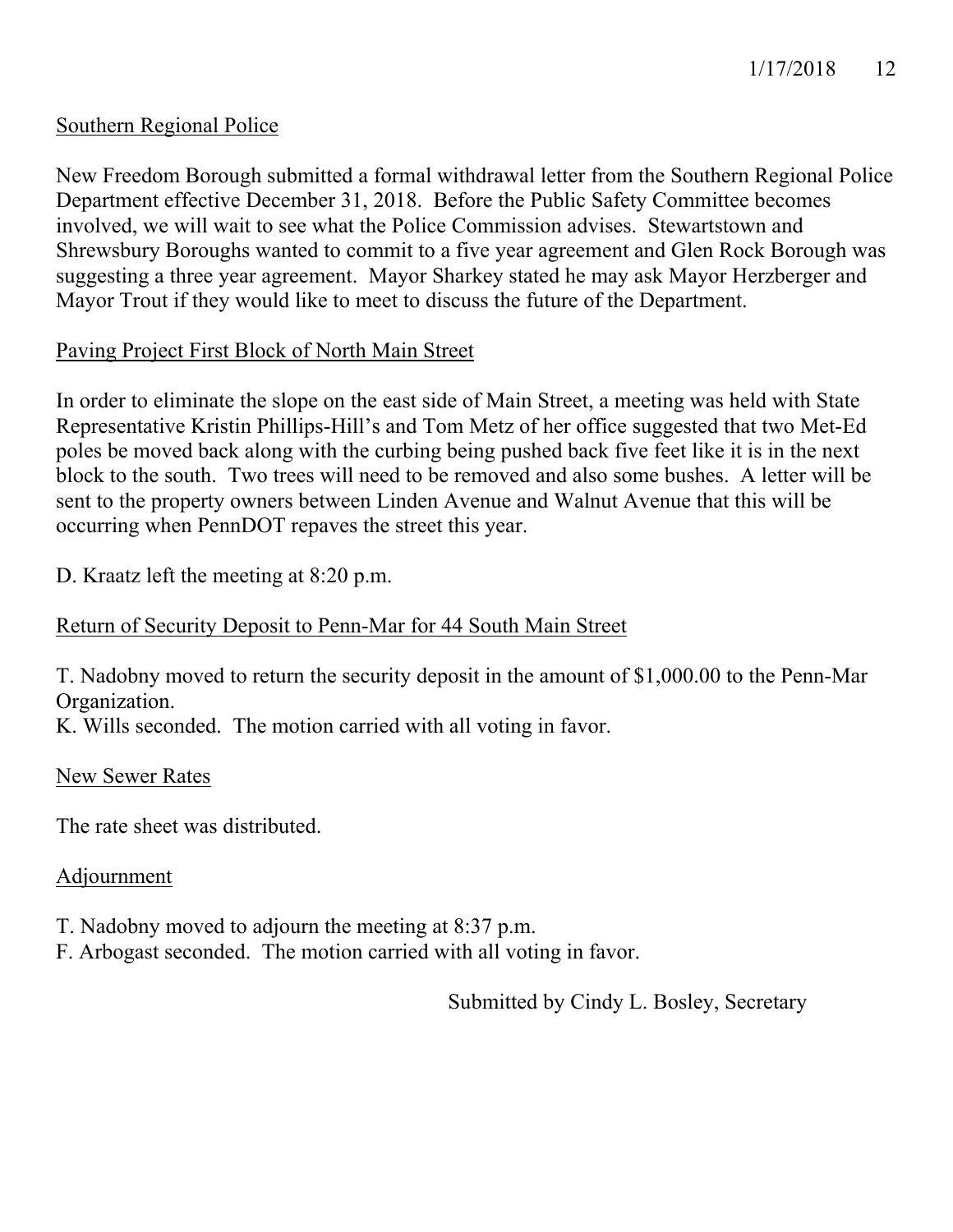Southern Regional Police

New Freedom Borough submitted a formal withdrawal letter from the Southern Regional Police Department effective December 31, 2018. Before the Public Safety Committee becomes involved, we will wait to see what the Police Commission advises. Stewartstown and Shrewsbury Boroughs wanted to commit to a five year agreement and Glen Rock Borough was suggesting a three year agreement. Mayor Sharkey stated he may ask Mayor Herzberger and Mayor Trout if they would like to meet to discuss the future of the Department.

Paving Project First Block of North Main Street

In order to eliminate the slope on the east side of Main Street, a meeting was held with State Representative Kristin Phillips-Hill's and Tom Metz of her office suggested that two Met-Ed poles be moved back along with the curbing being pushed back five feet like it is in the next block to the south. Two trees will need to be removed and also some bushes. A letter will be sent to the property owners between Linden Avenue and Walnut Avenue that this will be occurring when PennDOT repaves the street this year.

D. Kraatz left the meeting at 8:20 p.m.

Return of Security Deposit to Penn-Mar for 44 South Main Street

T. Nadobny moved to return the security deposit in the amount of $1,000.00 to the Penn-Mar Organization.
K. Wills seconded. The motion carried with all voting in favor.

New Sewer Rates

The rate sheet was distributed.

Adjournment

T. Nadobny moved to adjourn the meeting at 8:37 p.m.
F. Arbogast seconded. The motion carried with all voting in favor.

Submitted by Cindy L. Bosley, Secretary